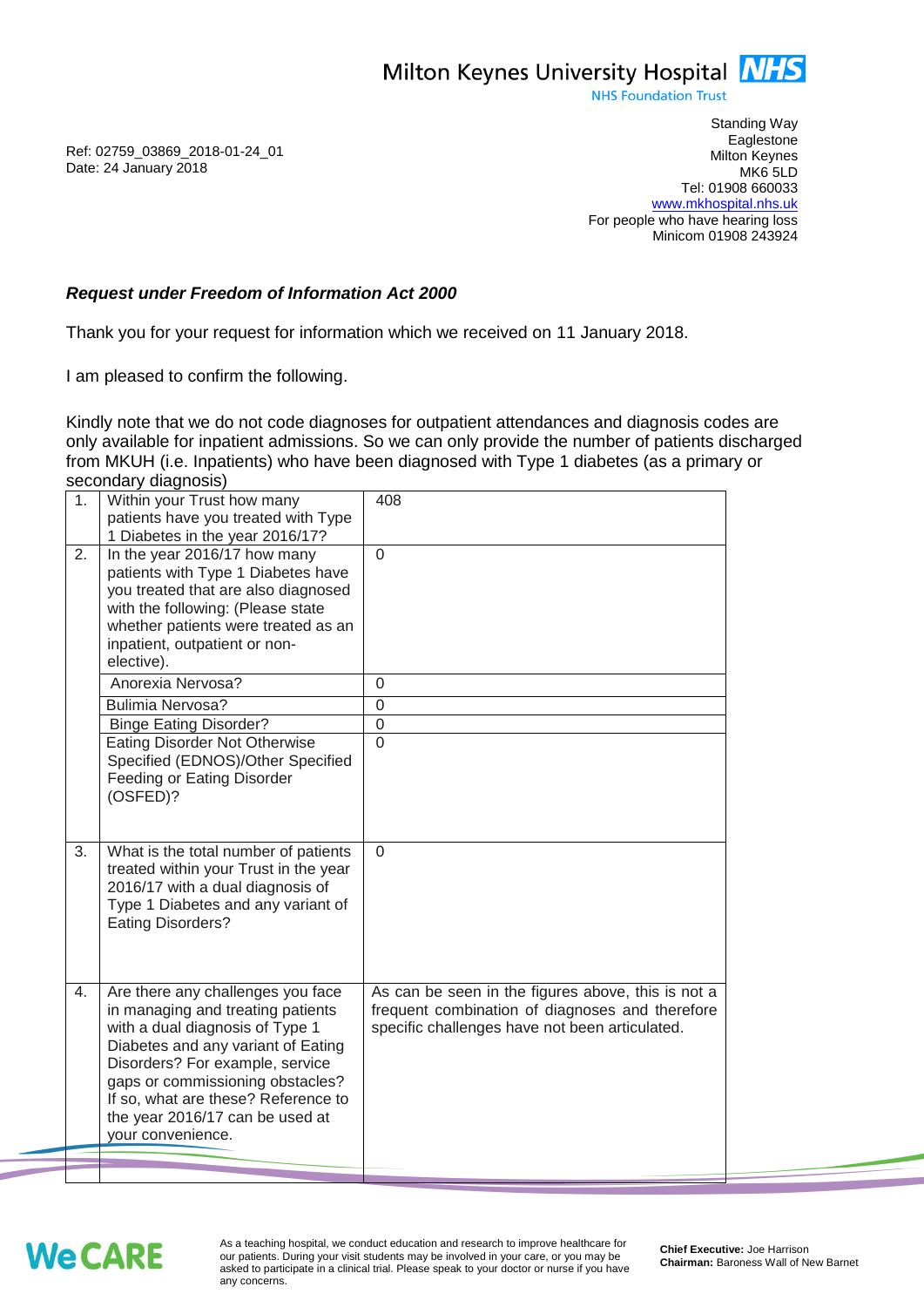Milton Keynes University Hospital NHS
NHS Foundation Trust

Standing Way
Eaglestone
Milton Keynes
MK6 5LD
Tel: 01908 660033
www.mkhospital.nhs.uk
For people who have hearing loss
Minicom 01908 243924

Ref: 02759_03869_2018-01-24_01
Date: 24 January 2018

***Request under Freedom of Information Act 2000***

Thank you for your request for information which we received on 11 January 2018.

I am pleased to confirm the following.

Kindly note that we do not code diagnoses for outpatient attendances and diagnosis codes are only available for inpatient admissions. So we can only provide the number of patients discharged from MKUH (i.e. Inpatients) who have been diagnosed with Type 1 diabetes (as a primary or secondary diagnosis)

| | | |
|---|---|---|
| 1. | Within your Trust how many patients have you treated with Type 1 Diabetes in the year 2016/17? | 408 |
| 2. | In the year 2016/17 how many patients with Type 1 Diabetes have you treated that are also diagnosed with the following: (Please state whether patients were treated as an inpatient, outpatient or non-elective). | 0 |
| | Anorexia Nervosa? | 0 |
| | Bulimia Nervosa? | 0 |
| | Binge Eating Disorder? | 0 |
| | Eating Disorder Not Otherwise Specified (EDNOS)/Other Specified Feeding or Eating Disorder (OSFED)? | 0 |
| 3. | What is the total number of patients treated within your Trust in the year 2016/17 with a dual diagnosis of Type 1 Diabetes and any variant of Eating Disorders? | 0 |
| 4. | Are there any challenges you face in managing and treating patients with a dual diagnosis of Type 1 Diabetes and any variant of Eating Disorders? For example, service gaps or commissioning obstacles? If so, what are these? Reference to the year 2016/17 can be used at your convenience. | As can be seen in the figures above, this is not a frequent combination of diagnoses and therefore specific challenges have not been articulated. |

We CARE

As a teaching hospital, we conduct education and research to improve healthcare for our patients. During your visit students may be involved in your care, or you may be asked to participate in a clinical trial. Please speak to your doctor or nurse if you have any concerns.

**Chief Executive:** Joe Harrison
**Chairman:** Baroness Wall of New Barnet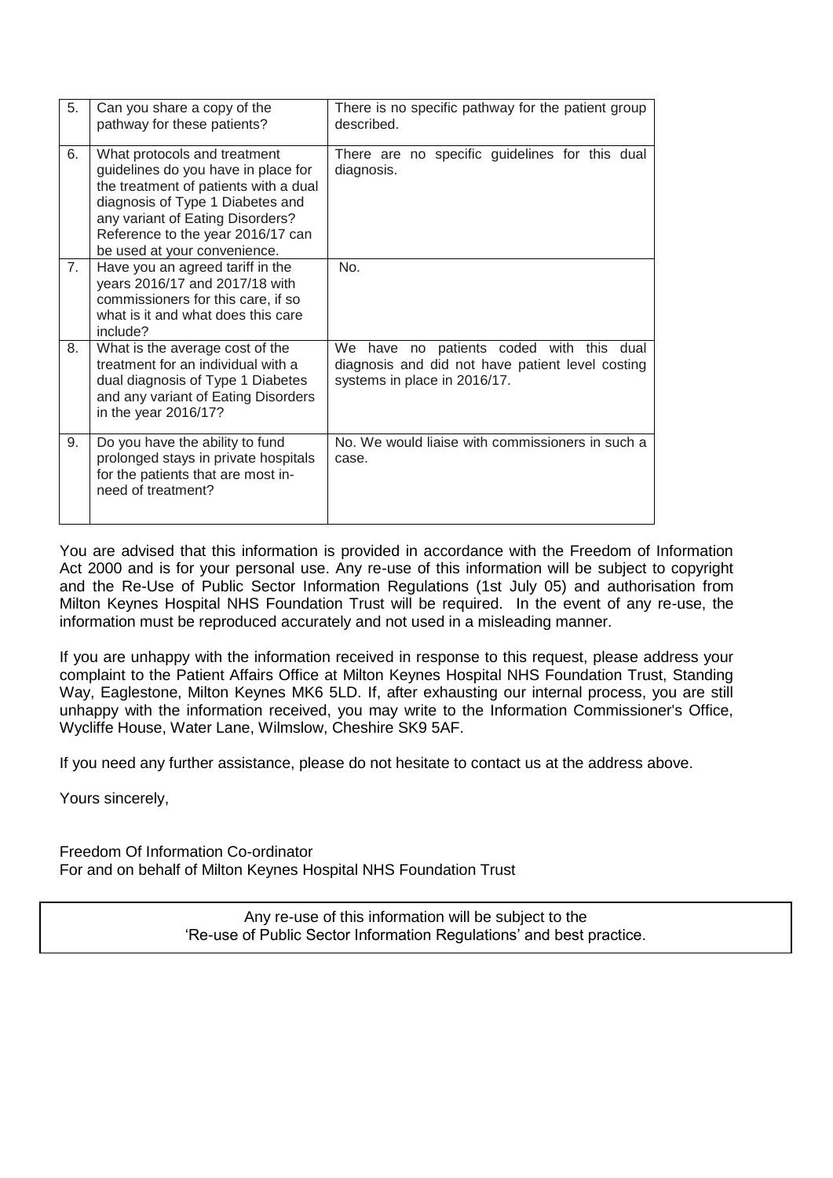| | | |
|---|---|---|
| 5. | Can you share a copy of the pathway for these patients? | There is no specific pathway for the patient group described. |
| 6. | What protocols and treatment guidelines do you have in place for the treatment of patients with a dual diagnosis of Type 1 Diabetes and any variant of Eating Disorders? Reference to the year 2016/17 can be used at your convenience. | There are no specific guidelines for this dual diagnosis. |
| 7. | Have you an agreed tariff in the years 2016/17 and 2017/18 with commissioners for this care, if so what is it and what does this care include? | No. |
| 8. | What is the average cost of the treatment for an individual with a dual diagnosis of Type 1 Diabetes and any variant of Eating Disorders in the year 2016/17? | We have no patients coded with this dual diagnosis and did not have patient level costing systems in place in 2016/17. |
| 9. | Do you have the ability to fund prolonged stays in private hospitals for the patients that are most in-need of treatment? | No. We would liaise with commissioners in such a case. |

You are advised that this information is provided in accordance with the Freedom of Information Act 2000 and is for your personal use. Any re-use of this information will be subject to copyright and the Re-Use of Public Sector Information Regulations (1st July 05) and authorisation from Milton Keynes Hospital NHS Foundation Trust will be required. In the event of any re-use, the information must be reproduced accurately and not used in a misleading manner.

If you are unhappy with the information received in response to this request, please address your complaint to the Patient Affairs Office at Milton Keynes Hospital NHS Foundation Trust, Standing Way, Eaglestone, Milton Keynes MK6 5LD. If, after exhausting our internal process, you are still unhappy with the information received, you may write to the Information Commissioner's Office, Wycliffe House, Water Lane, Wilmslow, Cheshire SK9 5AF.

If you need any further assistance, please do not hesitate to contact us at the address above.

Yours sincerely,

Freedom Of Information Co-ordinator
For and on behalf of Milton Keynes Hospital NHS Foundation Trust

Any re-use of this information will be subject to the
'Re-use of Public Sector Information Regulations' and best practice.